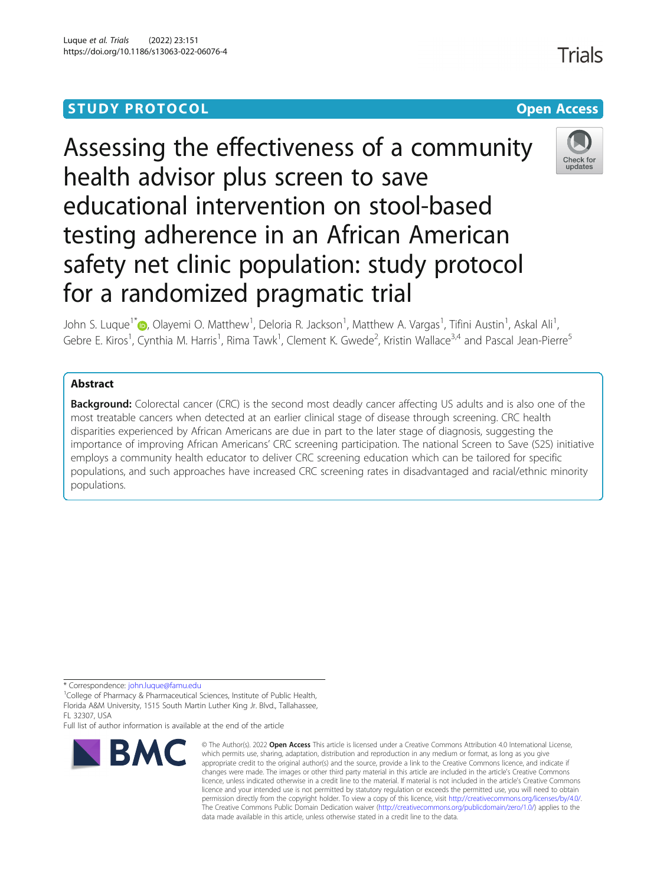STUDY PROTOCOL

Open Access

# Assessing the effectiveness of a community health advisor plus screen to save educational intervention on stool-based testing adherence in an African American safety net clinic population: study protocol for a randomized pragmatic trial

John S. Luque[1*], Olayemi O. Matthew[1], Deloria R. Jackson[1], Matthew A. Vargas[1], Tifini Austin[1], Askal Ali[1], Gebre E. Kiros[1], Cynthia M. Harris[1], Rima Tawk[1], Clement K. Gwede[2], Kristin Wallace[3,4] and Pascal Jean-Pierre[5]

## Abstract

**Background:** Colorectal cancer (CRC) is the second most deadly cancer affecting US adults and is also one of the most treatable cancers when detected at an earlier clinical stage of disease through screening. CRC health disparities experienced by African Americans are due in part to the later stage of diagnosis, suggesting the importance of improving African Americans' CRC screening participation. The national Screen to Save (S2S) initiative employs a community health educator to deliver CRC screening education which can be tailored for specific populations, and such approaches have increased CRC screening rates in disadvantaged and racial/ethnic minority populations.

\* Correspondence: john.luque@famu.edu

[1]College of Pharmacy & Pharmaceutical Sciences, Institute of Public Health, Florida A&M University, 1515 South Martin Luther King Jr. Blvd., Tallahassee, FL 32307, USA

Full list of author information is available at the end of the article

© The Author(s). 2022 **Open Access** This article is licensed under a Creative Commons Attribution 4.0 International License, which permits use, sharing, adaptation, distribution and reproduction in any medium or format, as long as you give appropriate credit to the original author(s) and the source, provide a link to the Creative Commons licence, and indicate if changes were made. The images or other third party material in this article are included in the article's Creative Commons licence, unless indicated otherwise in a credit line to the material. If material is not included in the article's Creative Commons licence and your intended use is not permitted by statutory regulation or exceeds the permitted use, you will need to obtain permission directly from the copyright holder. To view a copy of this licence, visit http://creativecommons.org/licenses/by/4.0/. The Creative Commons Public Domain Dedication waiver (http://creativecommons.org/publicdomain/zero/1.0/) applies to the data made available in this article, unless otherwise stated in a credit line to the data.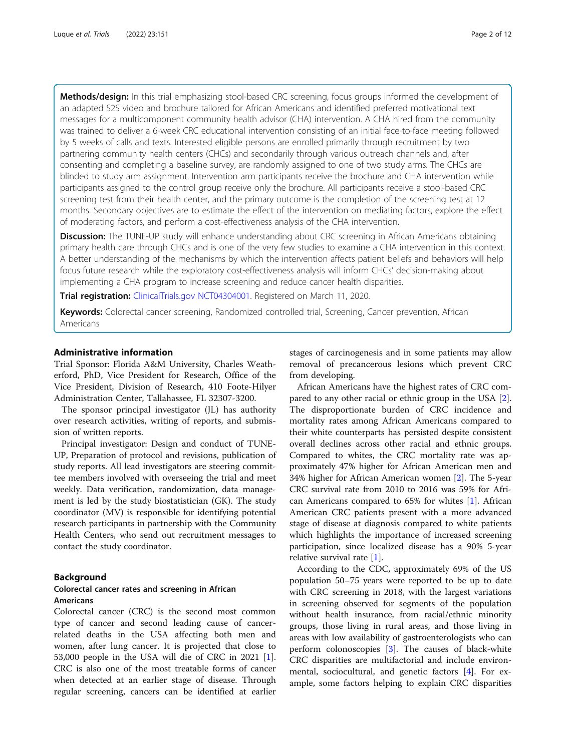**Methods/design:** In this trial emphasizing stool-based CRC screening, focus groups informed the development of an adapted S2S video and brochure tailored for African Americans and identified preferred motivational text messages for a multicomponent community health advisor (CHA) intervention. A CHA hired from the community was trained to deliver a 6-week CRC educational intervention consisting of an initial face-to-face meeting followed by 5 weeks of calls and texts. Interested eligible persons are enrolled primarily through recruitment by two partnering community health centers (CHCs) and secondarily through various outreach channels and, after consenting and completing a baseline survey, are randomly assigned to one of two study arms. The CHCs are blinded to study arm assignment. Intervention arm participants receive the brochure and CHA intervention while participants assigned to the control group receive only the brochure. All participants receive a stool-based CRC screening test from their health center, and the primary outcome is the completion of the screening test at 12 months. Secondary objectives are to estimate the effect of the intervention on mediating factors, explore the effect of moderating factors, and perform a cost-effectiveness analysis of the CHA intervention.

**Discussion:** The TUNE-UP study will enhance understanding about CRC screening in African Americans obtaining primary health care through CHCs and is one of the very few studies to examine a CHA intervention in this context. A better understanding of the mechanisms by which the intervention affects patient beliefs and behaviors will help focus future research while the exploratory cost-effectiveness analysis will inform CHCs' decision-making about implementing a CHA program to increase screening and reduce cancer health disparities.

**Trial registration:** ClinicalTrials.gov NCT04304001. Registered on March 11, 2020.

**Keywords:** Colorectal cancer screening, Randomized controlled trial, Screening, Cancer prevention, African Americans

## Administrative information

Trial Sponsor: Florida A&M University, Charles Weatherford, PhD, Vice President for Research, Office of the Vice President, Division of Research, 410 Foote-Hilyer Administration Center, Tallahassee, FL 32307-3200.

The sponsor principal investigator (JL) has authority over research activities, writing of reports, and submission of written reports.

Principal investigator: Design and conduct of TUNE-UP, Preparation of protocol and revisions, publication of study reports. All lead investigators are steering committee members involved with overseeing the trial and meet weekly. Data verification, randomization, data management is led by the study biostatistician (GK). The study coordinator (MV) is responsible for identifying potential research participants in partnership with the Community Health Centers, who send out recruitment messages to contact the study coordinator.

## Background

### Colorectal cancer rates and screening in African Americans

Colorectal cancer (CRC) is the second most common type of cancer and second leading cause of cancer-related deaths in the USA affecting both men and women, after lung cancer. It is projected that close to 53,000 people in the USA will die of CRC in 2021 [1]. CRC is also one of the most treatable forms of cancer when detected at an earlier stage of disease. Through regular screening, cancers can be identified at earlier stages of carcinogenesis and in some patients may allow removal of precancerous lesions which prevent CRC from developing.

African Americans have the highest rates of CRC compared to any other racial or ethnic group in the USA [2]. The disproportionate burden of CRC incidence and mortality rates among African Americans compared to their white counterparts has persisted despite consistent overall declines across other racial and ethnic groups. Compared to whites, the CRC mortality rate was approximately 47% higher for African American men and 34% higher for African American women [2]. The 5-year CRC survival rate from 2010 to 2016 was 59% for African Americans compared to 65% for whites [1]. African American CRC patients present with a more advanced stage of disease at diagnosis compared to white patients which highlights the importance of increased screening participation, since localized disease has a 90% 5-year relative survival rate [1].

According to the CDC, approximately 69% of the US population 50–75 years were reported to be up to date with CRC screening in 2018, with the largest variations in screening observed for segments of the population without health insurance, from racial/ethnic minority groups, those living in rural areas, and those living in areas with low availability of gastroenterologists who can perform colonoscopies [3]. The causes of black-white CRC disparities are multifactorial and include environmental, sociocultural, and genetic factors [4]. For example, some factors helping to explain CRC disparities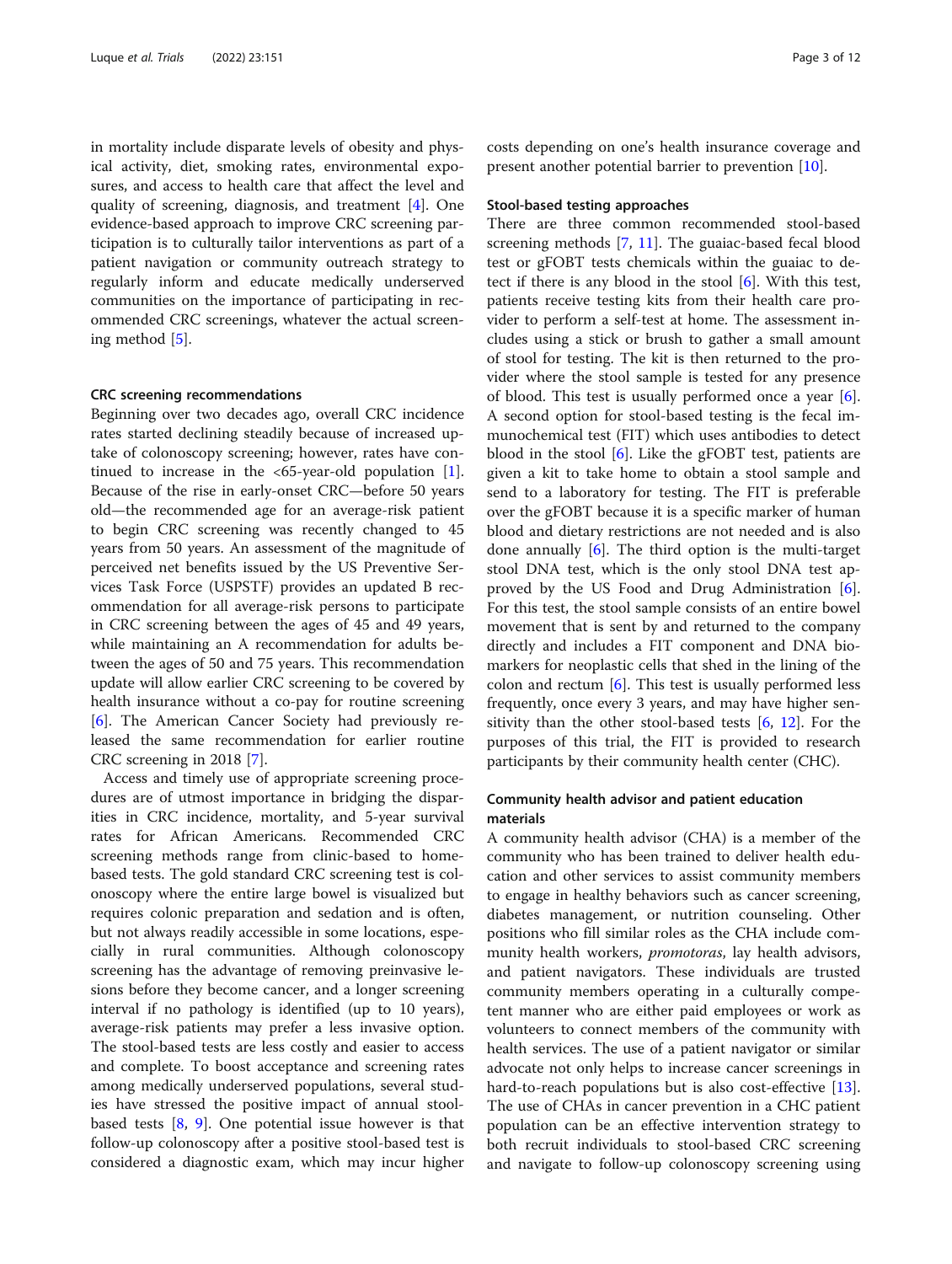in mortality include disparate levels of obesity and physical activity, diet, smoking rates, environmental exposures, and access to health care that affect the level and quality of screening, diagnosis, and treatment [4]. One evidence-based approach to improve CRC screening participation is to culturally tailor interventions as part of a patient navigation or community outreach strategy to regularly inform and educate medically underserved communities on the importance of participating in recommended CRC screenings, whatever the actual screening method [5].

### CRC screening recommendations

Beginning over two decades ago, overall CRC incidence rates started declining steadily because of increased uptake of colonoscopy screening; however, rates have continued to increase in the <65-year-old population [1]. Because of the rise in early-onset CRC—before 50 years old—the recommended age for an average-risk patient to begin CRC screening was recently changed to 45 years from 50 years. An assessment of the magnitude of perceived net benefits issued by the US Preventive Services Task Force (USPSTF) provides an updated B recommendation for all average-risk persons to participate in CRC screening between the ages of 45 and 49 years, while maintaining an A recommendation for adults between the ages of 50 and 75 years. This recommendation update will allow earlier CRC screening to be covered by health insurance without a co-pay for routine screening [6]. The American Cancer Society had previously released the same recommendation for earlier routine CRC screening in 2018 [7].

Access and timely use of appropriate screening procedures are of utmost importance in bridging the disparities in CRC incidence, mortality, and 5-year survival rates for African Americans. Recommended CRC screening methods range from clinic-based to home-based tests. The gold standard CRC screening test is colonoscopy where the entire large bowel is visualized but requires colonic preparation and sedation and is often, but not always readily accessible in some locations, especially in rural communities. Although colonoscopy screening has the advantage of removing preinvasive lesions before they become cancer, and a longer screening interval if no pathology is identified (up to 10 years), average-risk patients may prefer a less invasive option. The stool-based tests are less costly and easier to access and complete. To boost acceptance and screening rates among medically underserved populations, several studies have stressed the positive impact of annual stool-based tests [8, 9]. One potential issue however is that follow-up colonoscopy after a positive stool-based test is considered a diagnostic exam, which may incur higher costs depending on one's health insurance coverage and present another potential barrier to prevention [10].

### Stool-based testing approaches

There are three common recommended stool-based screening methods [7, 11]. The guaiac-based fecal blood test or gFOBT tests chemicals within the guaiac to detect if there is any blood in the stool [6]. With this test, patients receive testing kits from their health care provider to perform a self-test at home. The assessment includes using a stick or brush to gather a small amount of stool for testing. The kit is then returned to the provider where the stool sample is tested for any presence of blood. This test is usually performed once a year [6]. A second option for stool-based testing is the fecal immunochemical test (FIT) which uses antibodies to detect blood in the stool [6]. Like the gFOBT test, patients are given a kit to take home to obtain a stool sample and send to a laboratory for testing. The FIT is preferable over the gFOBT because it is a specific marker of human blood and dietary restrictions are not needed and is also done annually [6]. The third option is the multi-target stool DNA test, which is the only stool DNA test approved by the US Food and Drug Administration [6]. For this test, the stool sample consists of an entire bowel movement that is sent by and returned to the company directly and includes a FIT component and DNA biomarkers for neoplastic cells that shed in the lining of the colon and rectum [6]. This test is usually performed less frequently, once every 3 years, and may have higher sensitivity than the other stool-based tests [6, 12]. For the purposes of this trial, the FIT is provided to research participants by their community health center (CHC).

### Community health advisor and patient education materials

A community health advisor (CHA) is a member of the community who has been trained to deliver health education and other services to assist community members to engage in healthy behaviors such as cancer screening, diabetes management, or nutrition counseling. Other positions who fill similar roles as the CHA include community health workers, *promotoras*, lay health advisors, and patient navigators. These individuals are trusted community members operating in a culturally competent manner who are either paid employees or work as volunteers to connect members of the community with health services. The use of a patient navigator or similar advocate not only helps to increase cancer screenings in hard-to-reach populations but is also cost-effective [13]. The use of CHAs in cancer prevention in a CHC patient population can be an effective intervention strategy to both recruit individuals to stool-based CRC screening and navigate to follow-up colonoscopy screening using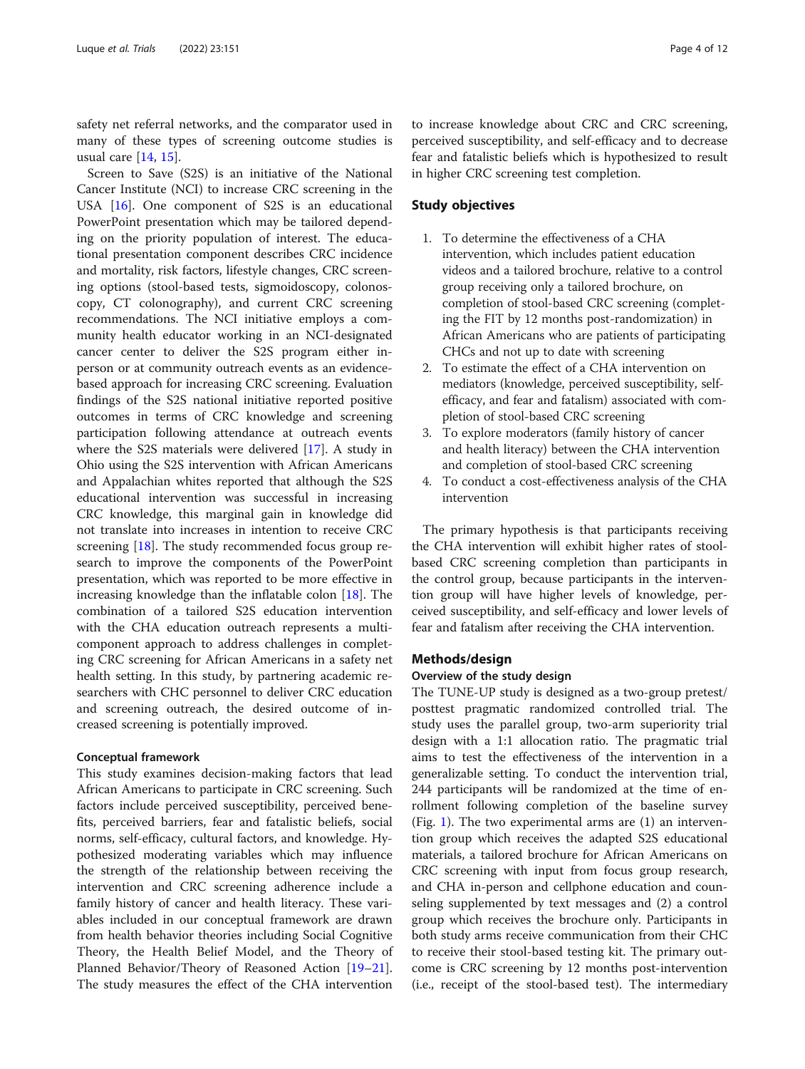safety net referral networks, and the comparator used in many of these types of screening outcome studies is usual care [14, 15].

Screen to Save (S2S) is an initiative of the National Cancer Institute (NCI) to increase CRC screening in the USA [16]. One component of S2S is an educational PowerPoint presentation which may be tailored depending on the priority population of interest. The educational presentation component describes CRC incidence and mortality, risk factors, lifestyle changes, CRC screening options (stool-based tests, sigmoidoscopy, colonoscopy, CT colonography), and current CRC screening recommendations. The NCI initiative employs a community health educator working in an NCI-designated cancer center to deliver the S2S program either in-person or at community outreach events as an evidence-based approach for increasing CRC screening. Evaluation findings of the S2S national initiative reported positive outcomes in terms of CRC knowledge and screening participation following attendance at outreach events where the S2S materials were delivered [17]. A study in Ohio using the S2S intervention with African Americans and Appalachian whites reported that although the S2S educational intervention was successful in increasing CRC knowledge, this marginal gain in knowledge did not translate into increases in intention to receive CRC screening [18]. The study recommended focus group research to improve the components of the PowerPoint presentation, which was reported to be more effective in increasing knowledge than the inflatable colon [18]. The combination of a tailored S2S education intervention with the CHA education outreach represents a multi-component approach to address challenges in completing CRC screening for African Americans in a safety net health setting. In this study, by partnering academic researchers with CHC personnel to deliver CRC education and screening outreach, the desired outcome of increased screening is potentially improved.

### Conceptual framework

This study examines decision-making factors that lead African Americans to participate in CRC screening. Such factors include perceived susceptibility, perceived benefits, perceived barriers, fear and fatalistic beliefs, social norms, self-efficacy, cultural factors, and knowledge. Hypothesized moderating variables which may influence the strength of the relationship between receiving the intervention and CRC screening adherence include a family history of cancer and health literacy. These variables included in our conceptual framework are drawn from health behavior theories including Social Cognitive Theory, the Health Belief Model, and the Theory of Planned Behavior/Theory of Reasoned Action [19–21]. The study measures the effect of the CHA intervention to increase knowledge about CRC and CRC screening, perceived susceptibility, and self-efficacy and to decrease fear and fatalistic beliefs which is hypothesized to result in higher CRC screening test completion.

## Study objectives

1. To determine the effectiveness of a CHA intervention, which includes patient education videos and a tailored brochure, relative to a control group receiving only a tailored brochure, on completion of stool-based CRC screening (completing the FIT by 12 months post-randomization) in African Americans who are patients of participating CHCs and not up to date with screening
2. To estimate the effect of a CHA intervention on mediators (knowledge, perceived susceptibility, self-efficacy, and fear and fatalism) associated with completion of stool-based CRC screening
3. To explore moderators (family history of cancer and health literacy) between the CHA intervention and completion of stool-based CRC screening
4. To conduct a cost-effectiveness analysis of the CHA intervention

The primary hypothesis is that participants receiving the CHA intervention will exhibit higher rates of stool-based CRC screening completion than participants in the control group, because participants in the intervention group will have higher levels of knowledge, perceived susceptibility, and self-efficacy and lower levels of fear and fatalism after receiving the CHA intervention.

## Methods/design

### Overview of the study design

The TUNE-UP study is designed as a two-group pretest/posttest pragmatic randomized controlled trial. The study uses the parallel group, two-arm superiority trial design with a 1:1 allocation ratio. The pragmatic trial aims to test the effectiveness of the intervention in a generalizable setting. To conduct the intervention trial, 244 participants will be randomized at the time of enrollment following completion of the baseline survey (Fig. 1). The two experimental arms are (1) an intervention group which receives the adapted S2S educational materials, a tailored brochure for African Americans on CRC screening with input from focus group research, and CHA in-person and cellphone education and counseling supplemented by text messages and (2) a control group which receives the brochure only. Participants in both study arms receive communication from their CHC to receive their stool-based testing kit. The primary outcome is CRC screening by 12 months post-intervention (i.e., receipt of the stool-based test). The intermediary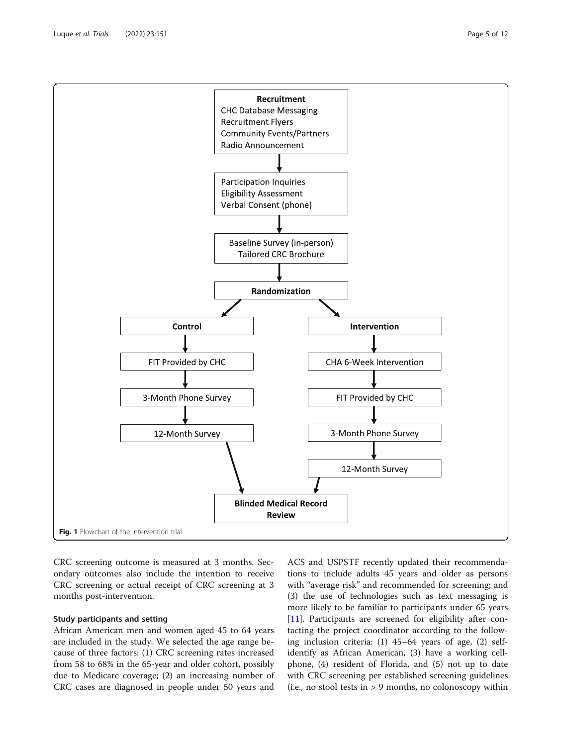Recruitment
CHC Database Messaging
Recruitment Flyers
Community Events/Partners
Radio Announcement

Participation Inquiries
Eligibility Assessment
Verbal Consent (phone)

Baseline Survey (in-person)
Tailored CRC Brochure

Randomization

| Control | Intervention |
| --- | --- |
| FIT Provided by CHC | CHA 6-Week Intervention |
| 3-Month Phone Survey | FIT Provided by CHC |
| 12-Month Survey | 3-Month Phone Survey |
| | 12-Month Survey |

Blinded Medical Record Review

**Fig. 1** Flowchart of the intervention trial

CRC screening outcome is measured at 3 months. Secondary outcomes also include the intention to receive CRC screening or actual receipt of CRC screening at 3 months post-intervention.

### Study participants and setting

African American men and women aged 45 to 64 years are included in the study. We selected the age range because of three factors: (1) CRC screening rates increased from 58 to 68% in the 65-year and older cohort, possibly due to Medicare coverage; (2) an increasing number of CRC cases are diagnosed in people under 50 years and ACS and USPSTF recently updated their recommendations to include adults 45 years and older as persons with "average risk" and recommended for screening; and (3) the use of technologies such as text messaging is more likely to be familiar to participants under 65 years [11]. Participants are screened for eligibility after contacting the project coordinator according to the following inclusion criteria: (1) 45–64 years of age, (2) self-identify as African American, (3) have a working cellphone, (4) resident of Florida, and (5) not up to date with CRC screening per established screening guidelines (i.e., no stool tests in > 9 months, no colonoscopy within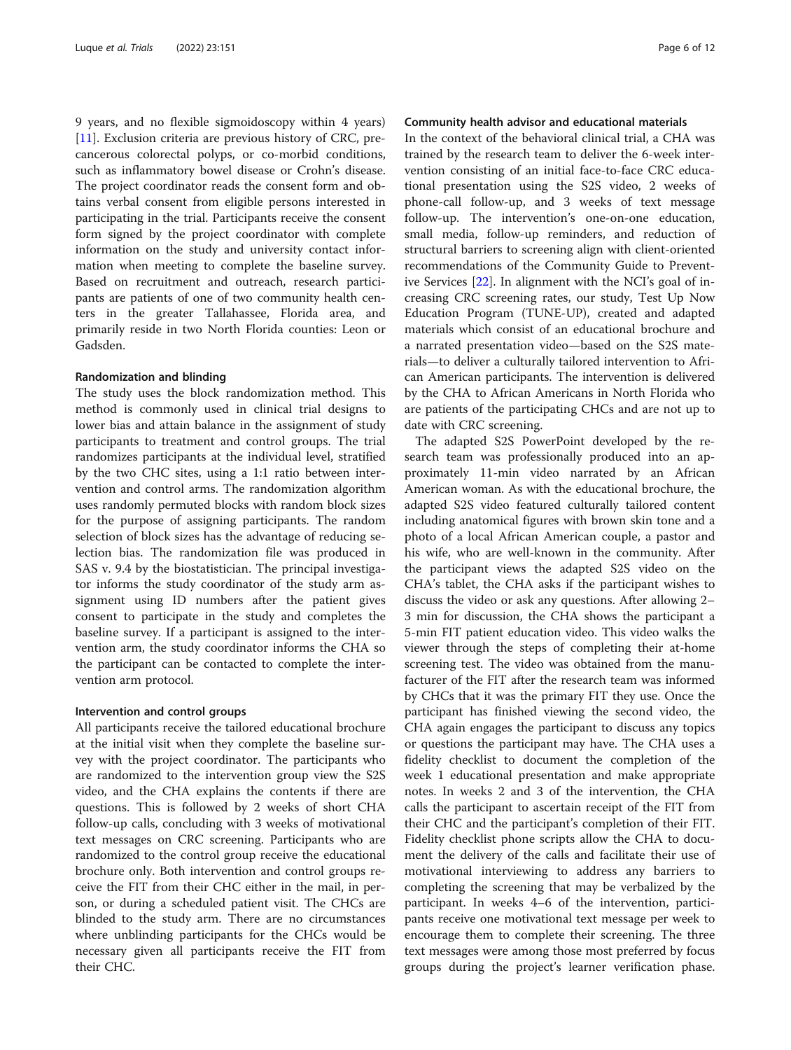9 years, and no flexible sigmoidoscopy within 4 years) [11]. Exclusion criteria are previous history of CRC, precancerous colorectal polyps, or co-morbid conditions, such as inflammatory bowel disease or Crohn's disease. The project coordinator reads the consent form and obtains verbal consent from eligible persons interested in participating in the trial. Participants receive the consent form signed by the project coordinator with complete information on the study and university contact information when meeting to complete the baseline survey. Based on recruitment and outreach, research participants are patients of one of two community health centers in the greater Tallahassee, Florida area, and primarily reside in two North Florida counties: Leon or Gadsden.

#### Randomization and blinding

The study uses the block randomization method. This method is commonly used in clinical trial designs to lower bias and attain balance in the assignment of study participants to treatment and control groups. The trial randomizes participants at the individual level, stratified by the two CHC sites, using a 1:1 ratio between intervention and control arms. The randomization algorithm uses randomly permuted blocks with random block sizes for the purpose of assigning participants. The random selection of block sizes has the advantage of reducing selection bias. The randomization file was produced in SAS v. 9.4 by the biostatistician. The principal investigator informs the study coordinator of the study arm assignment using ID numbers after the patient gives consent to participate in the study and completes the baseline survey. If a participant is assigned to the intervention arm, the study coordinator informs the CHA so the participant can be contacted to complete the intervention arm protocol.

#### Intervention and control groups

All participants receive the tailored educational brochure at the initial visit when they complete the baseline survey with the project coordinator. The participants who are randomized to the intervention group view the S2S video, and the CHA explains the contents if there are questions. This is followed by 2 weeks of short CHA follow-up calls, concluding with 3 weeks of motivational text messages on CRC screening. Participants who are randomized to the control group receive the educational brochure only. Both intervention and control groups receive the FIT from their CHC either in the mail, in person, or during a scheduled patient visit. The CHCs are blinded to the study arm. There are no circumstances where unblinding participants for the CHCs would be necessary given all participants receive the FIT from their CHC.

#### Community health advisor and educational materials

In the context of the behavioral clinical trial, a CHA was trained by the research team to deliver the 6-week intervention consisting of an initial face-to-face CRC educational presentation using the S2S video, 2 weeks of phone-call follow-up, and 3 weeks of text message follow-up. The intervention's one-on-one education, small media, follow-up reminders, and reduction of structural barriers to screening align with client-oriented recommendations of the Community Guide to Preventive Services [22]. In alignment with the NCI's goal of increasing CRC screening rates, our study, Test Up Now Education Program (TUNE-UP), created and adapted materials which consist of an educational brochure and a narrated presentation video—based on the S2S materials—to deliver a culturally tailored intervention to African American participants. The intervention is delivered by the CHA to African Americans in North Florida who are patients of the participating CHCs and are not up to date with CRC screening.

The adapted S2S PowerPoint developed by the research team was professionally produced into an approximately 11-min video narrated by an African American woman. As with the educational brochure, the adapted S2S video featured culturally tailored content including anatomical figures with brown skin tone and a photo of a local African American couple, a pastor and his wife, who are well-known in the community. After the participant views the adapted S2S video on the CHA's tablet, the CHA asks if the participant wishes to discuss the video or ask any questions. After allowing 2–3 min for discussion, the CHA shows the participant a 5-min FIT patient education video. This video walks the viewer through the steps of completing their at-home screening test. The video was obtained from the manufacturer of the FIT after the research team was informed by CHCs that it was the primary FIT they use. Once the participant has finished viewing the second video, the CHA again engages the participant to discuss any topics or questions the participant may have. The CHA uses a fidelity checklist to document the completion of the week 1 educational presentation and make appropriate notes. In weeks 2 and 3 of the intervention, the CHA calls the participant to ascertain receipt of the FIT from their CHC and the participant's completion of their FIT. Fidelity checklist phone scripts allow the CHA to document the delivery of the calls and facilitate their use of motivational interviewing to address any barriers to completing the screening that may be verbalized by the participant. In weeks 4–6 of the intervention, participants receive one motivational text message per week to encourage them to complete their screening. The three text messages were among those most preferred by focus groups during the project's learner verification phase.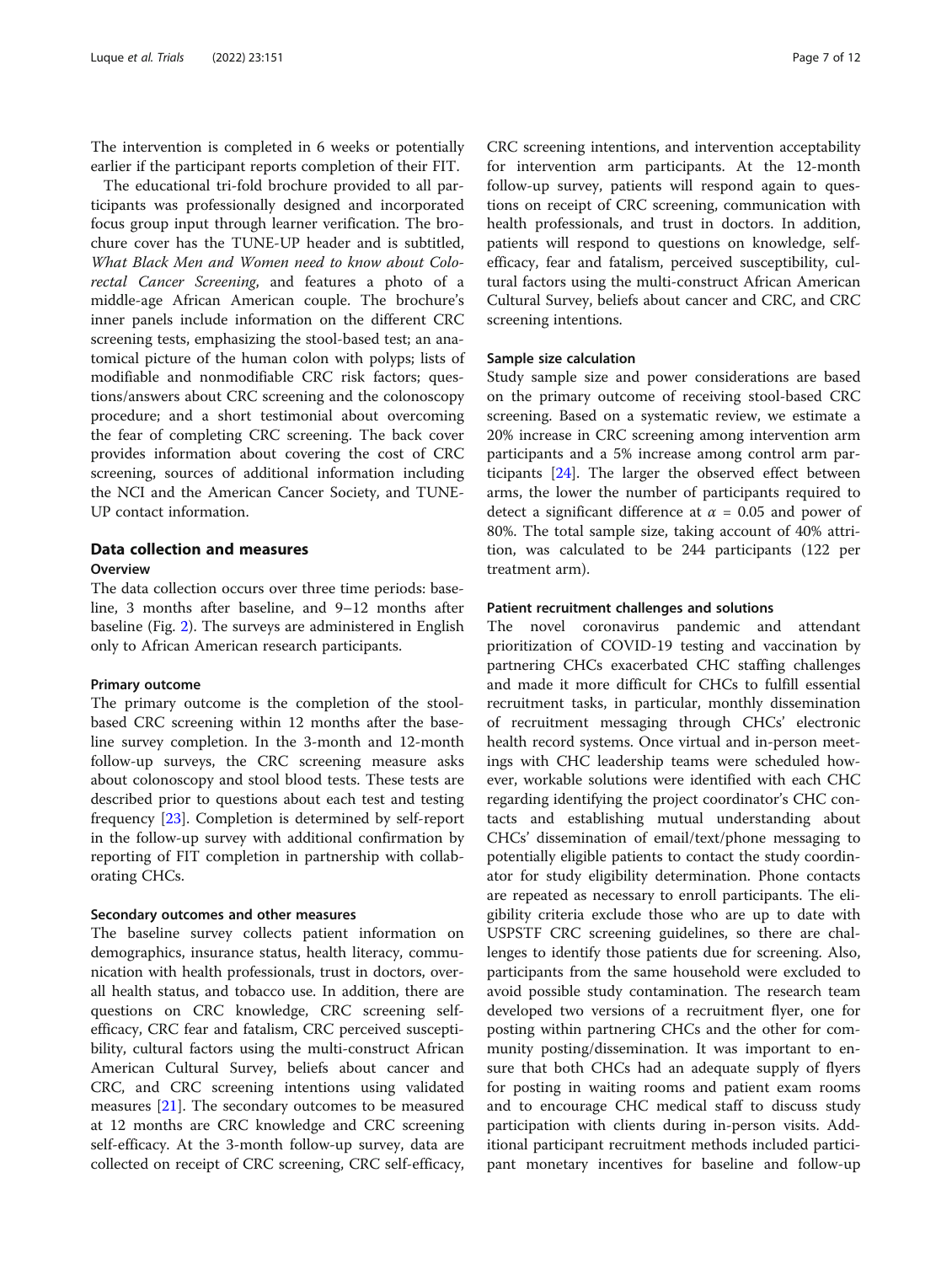The intervention is completed in 6 weeks or potentially earlier if the participant reports completion of their FIT.

The educational tri-fold brochure provided to all participants was professionally designed and incorporated focus group input through learner verification. The brochure cover has the TUNE-UP header and is subtitled, *What Black Men and Women need to know about Colorectal Cancer Screening*, and features a photo of a middle-age African American couple. The brochure's inner panels include information on the different CRC screening tests, emphasizing the stool-based test; an anatomical picture of the human colon with polyps; lists of modifiable and nonmodifiable CRC risk factors; questions/answers about CRC screening and the colonoscopy procedure; and a short testimonial about overcoming the fear of completing CRC screening. The back cover provides information about covering the cost of CRC screening, sources of additional information including the NCI and the American Cancer Society, and TUNE-UP contact information.

## Data collection and measures

### Overview

The data collection occurs over three time periods: baseline, 3 months after baseline, and 9–12 months after baseline (Fig. 2). The surveys are administered in English only to African American research participants.

#### Primary outcome

The primary outcome is the completion of the stool-based CRC screening within 12 months after the baseline survey completion. In the 3-month and 12-month follow-up surveys, the CRC screening measure asks about colonoscopy and stool blood tests. These tests are described prior to questions about each test and testing frequency [23]. Completion is determined by self-report in the follow-up survey with additional confirmation by reporting of FIT completion in partnership with collaborating CHCs.

#### Secondary outcomes and other measures

The baseline survey collects patient information on demographics, insurance status, health literacy, communication with health professionals, trust in doctors, overall health status, and tobacco use. In addition, there are questions on CRC knowledge, CRC screening self-efficacy, CRC fear and fatalism, CRC perceived susceptibility, cultural factors using the multi-construct African American Cultural Survey, beliefs about cancer and CRC, and CRC screening intentions using validated measures [21]. The secondary outcomes to be measured at 12 months are CRC knowledge and CRC screening self-efficacy. At the 3-month follow-up survey, data are collected on receipt of CRC screening, CRC self-efficacy, CRC screening intentions, and intervention acceptability for intervention arm participants. At the 12-month follow-up survey, patients will respond again to questions on receipt of CRC screening, communication with health professionals, and trust in doctors. In addition, patients will respond to questions on knowledge, self-efficacy, fear and fatalism, perceived susceptibility, cultural factors using the multi-construct African American Cultural Survey, beliefs about cancer and CRC, and CRC screening intentions.

#### Sample size calculation

Study sample size and power considerations are based on the primary outcome of receiving stool-based CRC screening. Based on a systematic review, we estimate a 20% increase in CRC screening among intervention arm participants and a 5% increase among control arm participants [24]. The larger the observed effect between arms, the lower the number of participants required to detect a significant difference at $\alpha = 0.05$ and power of 80%. The total sample size, taking account of 40% attrition, was calculated to be 244 participants (122 per treatment arm).

#### Patient recruitment challenges and solutions

The novel coronavirus pandemic and attendant prioritization of COVID-19 testing and vaccination by partnering CHCs exacerbated CHC staffing challenges and made it more difficult for CHCs to fulfill essential recruitment tasks, in particular, monthly dissemination of recruitment messaging through CHCs' electronic health record systems. Once virtual and in-person meetings with CHC leadership teams were scheduled however, workable solutions were identified with each CHC regarding identifying the project coordinator's CHC contacts and establishing mutual understanding about CHCs' dissemination of email/text/phone messaging to potentially eligible patients to contact the study coordinator for study eligibility determination. Phone contacts are repeated as necessary to enroll participants. The eligibility criteria exclude those who are up to date with USPSTF CRC screening guidelines, so there are challenges to identify those patients due for screening. Also, participants from the same household were excluded to avoid possible study contamination. The research team developed two versions of a recruitment flyer, one for posting within partnering CHCs and the other for community posting/dissemination. It was important to ensure that both CHCs had an adequate supply of flyers for posting in waiting rooms and patient exam rooms and to encourage CHC medical staff to discuss study participation with clients during in-person visits. Additional participant recruitment methods included participant monetary incentives for baseline and follow-up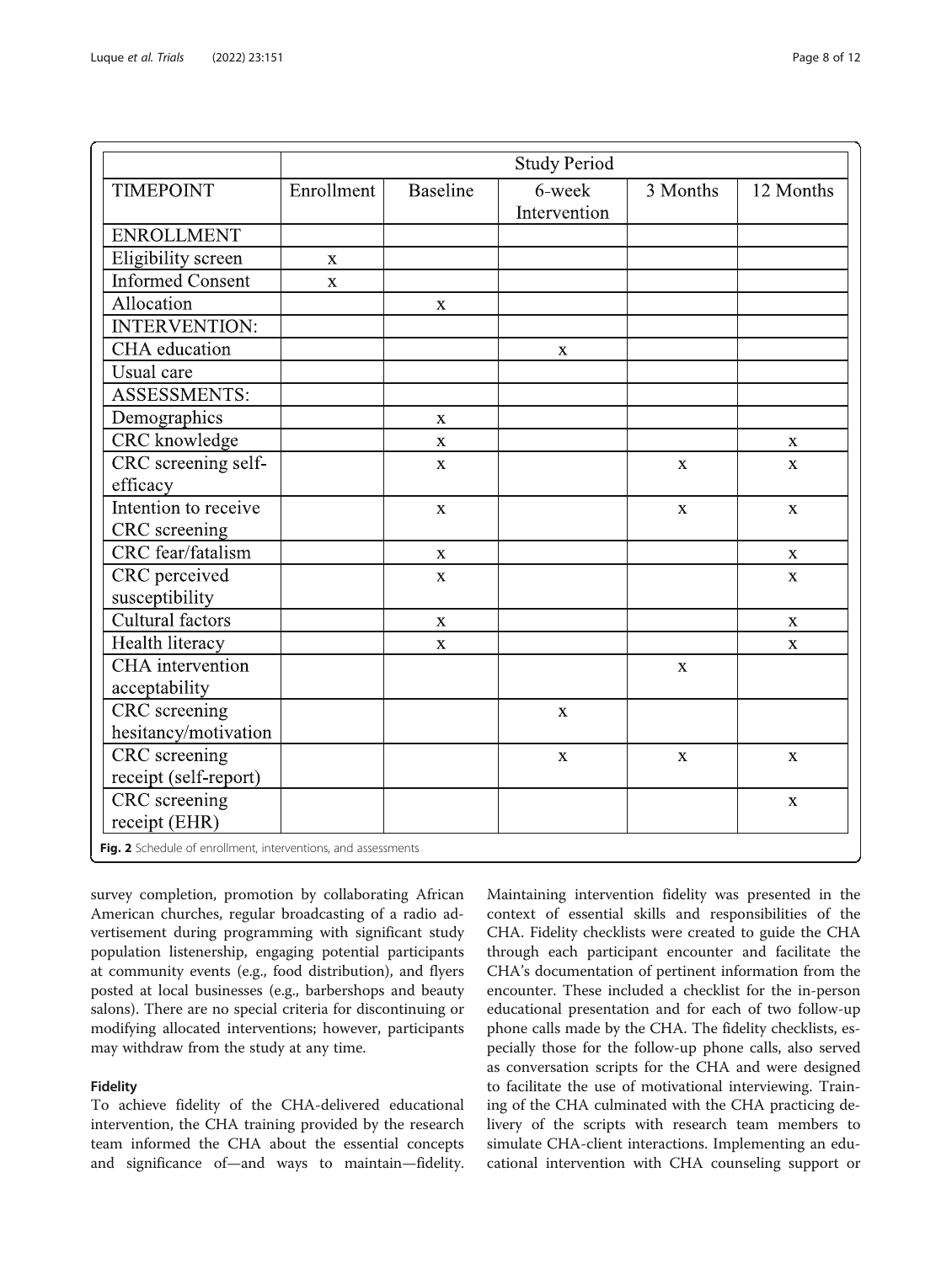| | Study Period | | | | |
|---|---|---|---|---|---|
| TIMEPOINT | Enrollment | Baseline | 6-week Intervention | 3 Months | 12 Months |
| ENROLLMENT | | | | | |
| Eligibility screen | x | | | | |
| Informed Consent | x | | | | |
| Allocation | | x | | | |
| INTERVENTION: | | | | | |
| CHA education | | | x | | |
| Usual care | | | | | |
| ASSESSMENTS: | | | | | |
| Demographics | | x | | | |
| CRC knowledge | | x | | | x |
| CRC screening self-efficacy | | x | | x | x |
| Intention to receive CRC screening | | x | | x | x |
| CRC fear/fatalism | | x | | | x |
| CRC perceived susceptibility | | x | | | x |
| Cultural factors | | x | | | x |
| Health literacy | | x | | | x |
| CHA intervention acceptability | | | | x | |
| CRC screening hesitancy/motivation | | | x | | |
| CRC screening receipt (self-report) | | | x | x | x |
| CRC screening receipt (EHR) | | | | | x |

**Fig. 2** Schedule of enrollment, interventions, and assessments

survey completion, promotion by collaborating African American churches, regular broadcasting of a radio advertisement during programming with significant study population listenership, engaging potential participants at community events (e.g., food distribution), and flyers posted at local businesses (e.g., barbershops and beauty salons). There are no special criteria for discontinuing or modifying allocated interventions; however, participants may withdraw from the study at any time.

## Fidelity

To achieve fidelity of the CHA-delivered educational intervention, the CHA training provided by the research team informed the CHA about the essential concepts and significance of—and ways to maintain—fidelity. Maintaining intervention fidelity was presented in the context of essential skills and responsibilities of the CHA. Fidelity checklists were created to guide the CHA through each participant encounter and facilitate the CHA's documentation of pertinent information from the encounter. These included a checklist for the in-person educational presentation and for each of two follow-up phone calls made by the CHA. The fidelity checklists, especially those for the follow-up phone calls, also served as conversation scripts for the CHA and were designed to facilitate the use of motivational interviewing. Training of the CHA culminated with the CHA practicing delivery of the scripts with research team members to simulate CHA-client interactions. Implementing an educational intervention with CHA counseling support or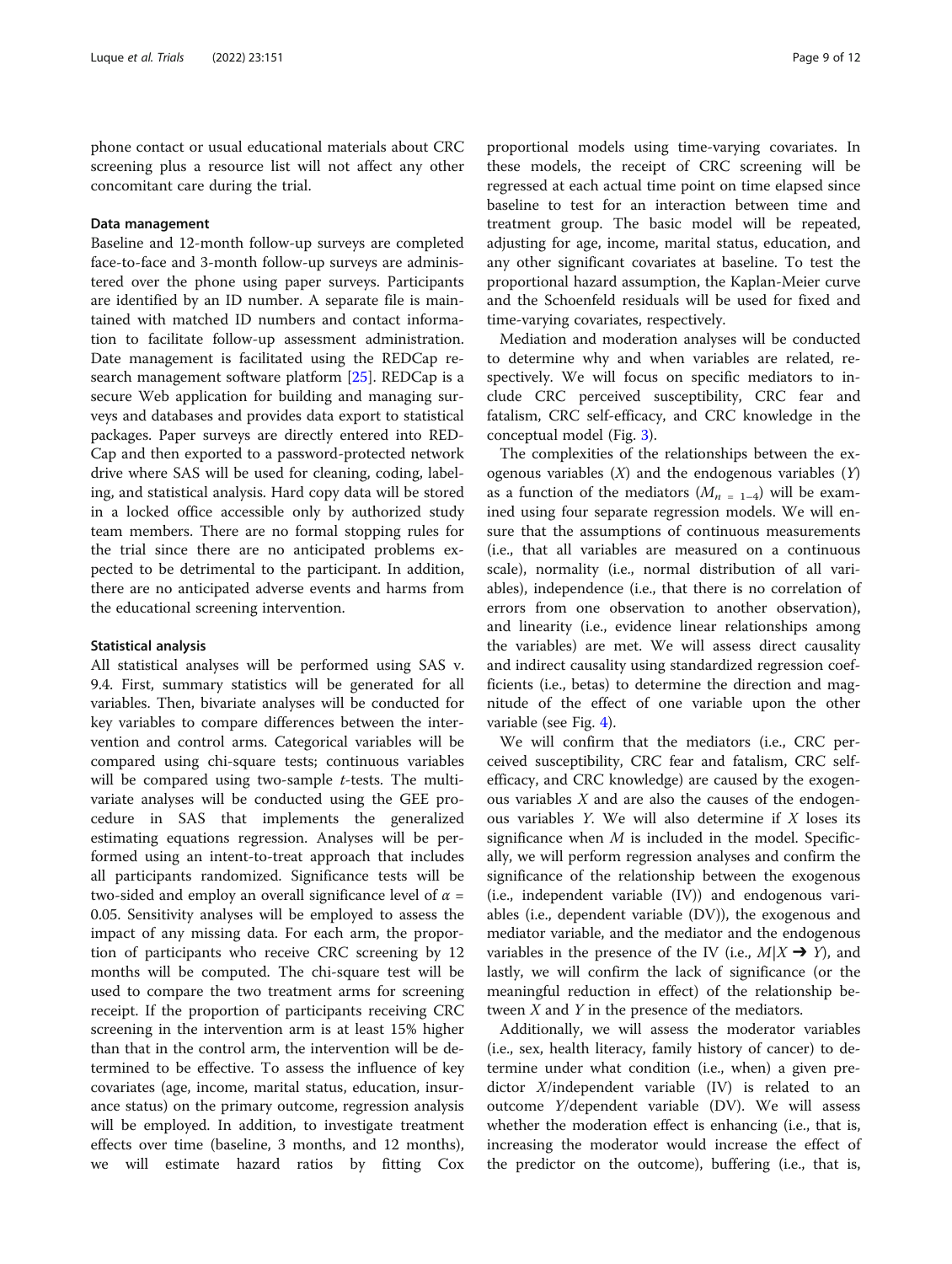phone contact or usual educational materials about CRC screening plus a resource list will not affect any other concomitant care during the trial.

### Data management

Baseline and 12-month follow-up surveys are completed face-to-face and 3-month follow-up surveys are administered over the phone using paper surveys. Participants are identified by an ID number. A separate file is maintained with matched ID numbers and contact information to facilitate follow-up assessment administration. Date management is facilitated using the REDCap research management software platform [25]. REDCap is a secure Web application for building and managing surveys and databases and provides data export to statistical packages. Paper surveys are directly entered into REDCap and then exported to a password-protected network drive where SAS will be used for cleaning, coding, labeling, and statistical analysis. Hard copy data will be stored in a locked office accessible only by authorized study team members. There are no formal stopping rules for the trial since there are no anticipated problems expected to be detrimental to the participant. In addition, there are no anticipated adverse events and harms from the educational screening intervention.

### Statistical analysis

All statistical analyses will be performed using SAS v. 9.4. First, summary statistics will be generated for all variables. Then, bivariate analyses will be conducted for key variables to compare differences between the intervention and control arms. Categorical variables will be compared using chi-square tests; continuous variables will be compared using two-sample *t*-tests. The multivariate analyses will be conducted using the GEE procedure in SAS that implements the generalized estimating equations regression. Analyses will be performed using an intent-to-treat approach that includes all participants randomized. Significance tests will be two-sided and employ an overall significance level of $\alpha$ = 0.05. Sensitivity analyses will be employed to assess the impact of any missing data. For each arm, the proportion of participants who receive CRC screening by 12 months will be computed. The chi-square test will be used to compare the two treatment arms for screening receipt. If the proportion of participants receiving CRC screening in the intervention arm is at least 15% higher than that in the control arm, the intervention will be determined to be effective. To assess the influence of key covariates (age, income, marital status, education, insurance status) on the primary outcome, regression analysis will be employed. In addition, to investigate treatment effects over time (baseline, 3 months, and 12 months), we will estimate hazard ratios by fitting Cox proportional models using time-varying covariates. In these models, the receipt of CRC screening will be regressed at each actual time point on time elapsed since baseline to test for an interaction between time and treatment group. The basic model will be repeated, adjusting for age, income, marital status, education, and any other significant covariates at baseline. To test the proportional hazard assumption, the Kaplan-Meier curve and the Schoenfeld residuals will be used for fixed and time-varying covariates, respectively.

Mediation and moderation analyses will be conducted to determine why and when variables are related, respectively. We will focus on specific mediators to include CRC perceived susceptibility, CRC fear and fatalism, CRC self-efficacy, and CRC knowledge in the conceptual model (Fig. 3).

The complexities of the relationships between the exogenous variables ($X$) and the endogenous variables ($Y$) as a function of the mediators ($M_{n\ =\ 1-4}$) will be examined using four separate regression models. We will ensure that the assumptions of continuous measurements (i.e., that all variables are measured on a continuous scale), normality (i.e., normal distribution of all variables), independence (i.e., that there is no correlation of errors from one observation to another observation), and linearity (i.e., evidence linear relationships among the variables) are met. We will assess direct causality and indirect causality using standardized regression coefficients (i.e., betas) to determine the direction and magnitude of the effect of one variable upon the other variable (see Fig. 4).

We will confirm that the mediators (i.e., CRC perceived susceptibility, CRC fear and fatalism, CRC self-efficacy, and CRC knowledge) are caused by the exogenous variables $X$ and are also the causes of the endogenous variables $Y$. We will also determine if $X$ loses its significance when $M$ is included in the model. Specifically, we will perform regression analyses and confirm the significance of the relationship between the exogenous (i.e., independent variable (IV)) and endogenous variables (i.e., dependent variable (DV)), the exogenous and mediator variable, and the mediator and the endogenous variables in the presence of the IV (i.e., $M|X \rightarrow Y$), and lastly, we will confirm the lack of significance (or the meaningful reduction in effect) of the relationship between $X$ and $Y$ in the presence of the mediators.

Additionally, we will assess the moderator variables (i.e., sex, health literacy, family history of cancer) to determine under what condition (i.e., when) a given predictor $X$/independent variable (IV) is related to an outcome $Y$/dependent variable (DV). We will assess whether the moderation effect is enhancing (i.e., that is, increasing the moderator would increase the effect of the predictor on the outcome), buffering (i.e., that is,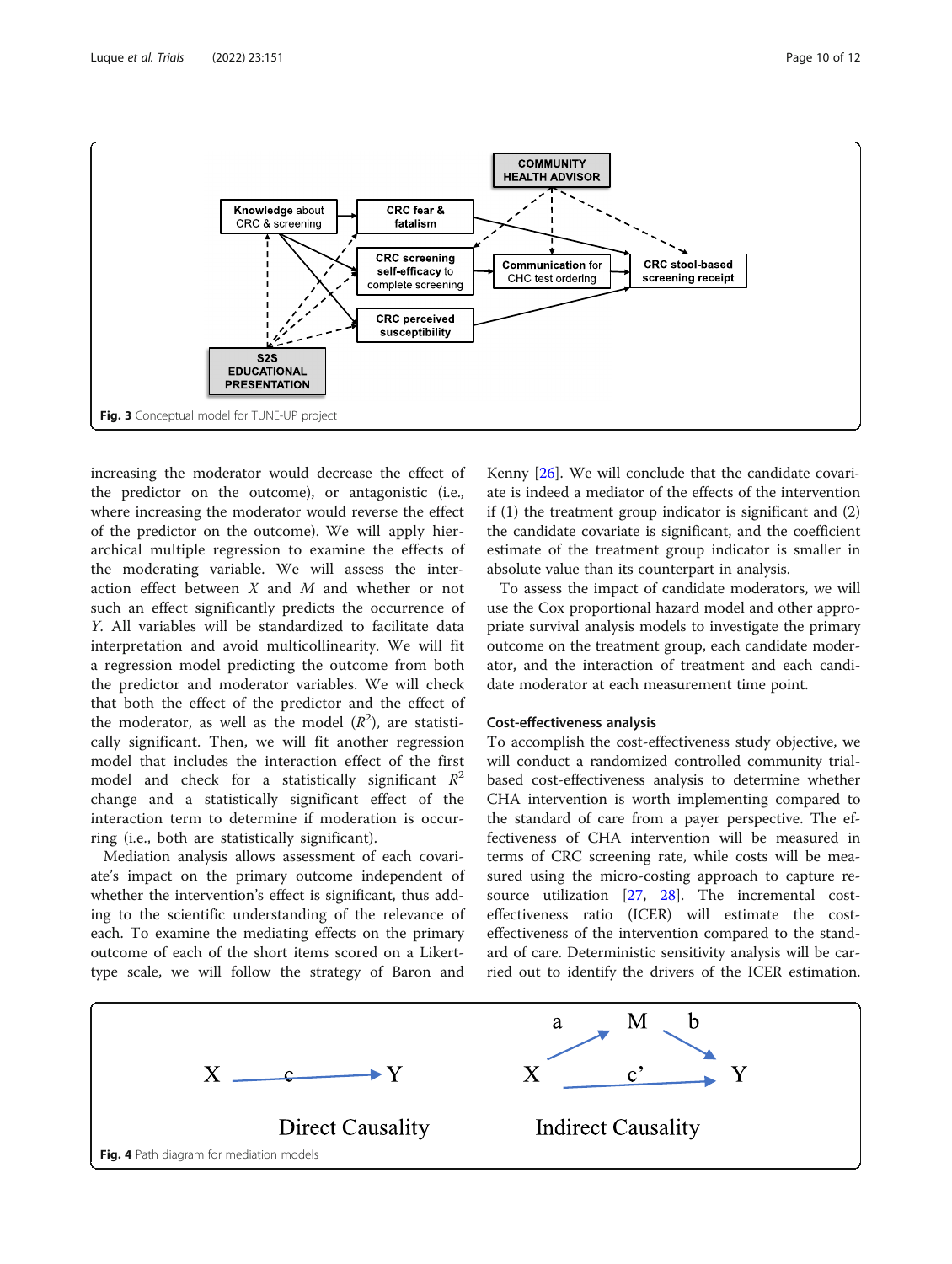Fig. 3 Conceptual model for TUNE-UP project

increasing the moderator would decrease the effect of the predictor on the outcome), or antagonistic (i.e., where increasing the moderator would reverse the effect of the predictor on the outcome). We will apply hierarchical multiple regression to examine the effects of the moderating variable. We will assess the interaction effect between $X$ and $M$ and whether or not such an effect significantly predicts the occurrence of $Y$. All variables will be standardized to facilitate data interpretation and avoid multicollinearity. We will fit a regression model predicting the outcome from both the predictor and moderator variables. We will check that both the effect of the predictor and the effect of the moderator, as well as the model ($R^2$), are statistically significant. Then, we will fit another regression model that includes the interaction effect of the first model and check for a statistically significant $R^2$ change and a statistically significant effect of the interaction term to determine if moderation is occurring (i.e., both are statistically significant).

Mediation analysis allows assessment of each covariate's impact on the primary outcome independent of whether the intervention's effect is significant, thus adding to the scientific understanding of the relevance of each. To examine the mediating effects on the primary outcome of each of the short items scored on a Likert-type scale, we will follow the strategy of Baron and Kenny [26]. We will conclude that the candidate covariate is indeed a mediator of the effects of the intervention if (1) the treatment group indicator is significant and (2) the candidate covariate is significant, and the coefficient estimate of the treatment group indicator is smaller in absolute value than its counterpart in analysis.

To assess the impact of candidate moderators, we will use the Cox proportional hazard model and other appropriate survival analysis models to investigate the primary outcome on the treatment group, each candidate moderator, and the interaction of treatment and each candidate moderator at each measurement time point.

### Cost-effectiveness analysis

To accomplish the cost-effectiveness study objective, we will conduct a randomized controlled community trial-based cost-effectiveness analysis to determine whether CHA intervention is worth implementing compared to the standard of care from a payer perspective. The effectiveness of CHA intervention will be measured in terms of CRC screening rate, while costs will be measured using the micro-costing approach to capture resource utilization [27, 28]. The incremental cost-effectiveness ratio (ICER) will estimate the cost-effectiveness of the intervention compared to the standard of care. Deterministic sensitivity analysis will be carried out to identify the drivers of the ICER estimation.

Fig. 4 Path diagram for mediation models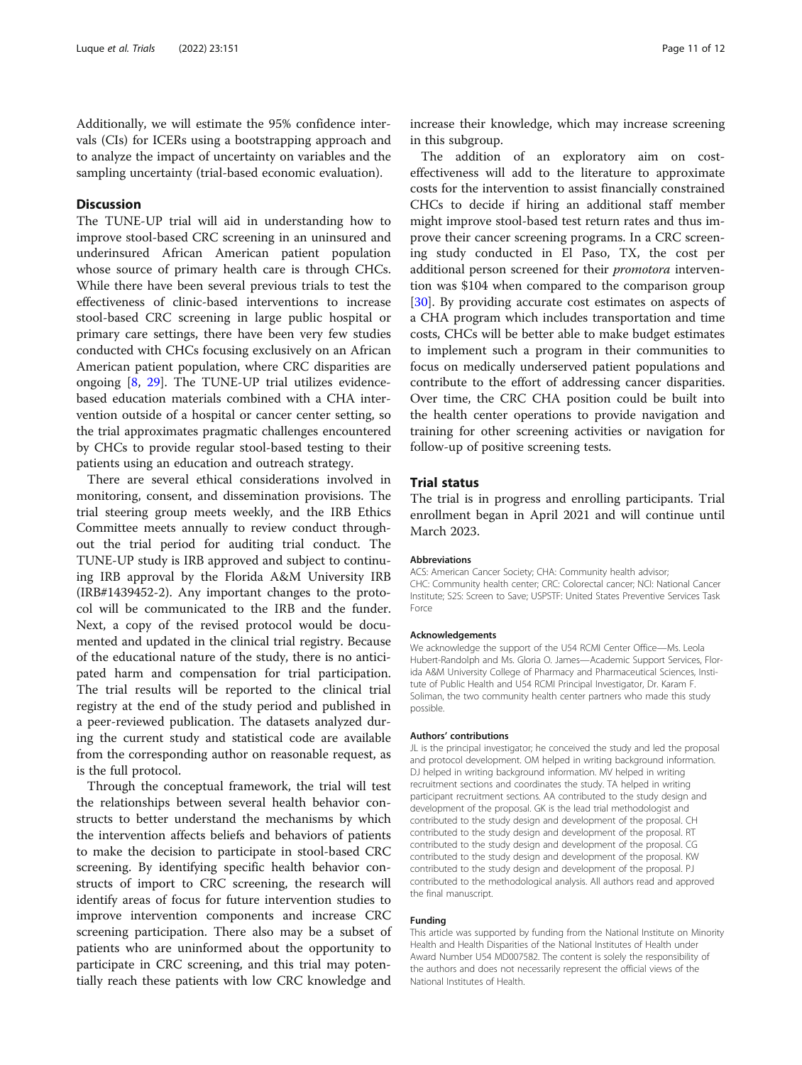Additionally, we will estimate the 95% confidence intervals (CIs) for ICERs using a bootstrapping approach and to analyze the impact of uncertainty on variables and the sampling uncertainty (trial-based economic evaluation).

## Discussion

The TUNE-UP trial will aid in understanding how to improve stool-based CRC screening in an uninsured and underinsured African American patient population whose source of primary health care is through CHCs. While there have been several previous trials to test the effectiveness of clinic-based interventions to increase stool-based CRC screening in large public hospital or primary care settings, there have been very few studies conducted with CHCs focusing exclusively on an African American patient population, where CRC disparities are ongoing [8, 29]. The TUNE-UP trial utilizes evidence-based education materials combined with a CHA intervention outside of a hospital or cancer center setting, so the trial approximates pragmatic challenges encountered by CHCs to provide regular stool-based testing to their patients using an education and outreach strategy.

There are several ethical considerations involved in monitoring, consent, and dissemination provisions. The trial steering group meets weekly, and the IRB Ethics Committee meets annually to review conduct throughout the trial period for auditing trial conduct. The TUNE-UP study is IRB approved and subject to continuing IRB approval by the Florida A&M University IRB (IRB#1439452-2). Any important changes to the protocol will be communicated to the IRB and the funder. Next, a copy of the revised protocol would be documented and updated in the clinical trial registry. Because of the educational nature of the study, there is no anticipated harm and compensation for trial participation. The trial results will be reported to the clinical trial registry at the end of the study period and published in a peer-reviewed publication. The datasets analyzed during the current study and statistical code are available from the corresponding author on reasonable request, as is the full protocol.

Through the conceptual framework, the trial will test the relationships between several health behavior constructs to better understand the mechanisms by which the intervention affects beliefs and behaviors of patients to make the decision to participate in stool-based CRC screening. By identifying specific health behavior constructs of import to CRC screening, the research will identify areas of focus for future intervention studies to improve intervention components and increase CRC screening participation. There also may be a subset of patients who are uninformed about the opportunity to participate in CRC screening, and this trial may potentially reach these patients with low CRC knowledge and increase their knowledge, which may increase screening in this subgroup.

The addition of an exploratory aim on cost-effectiveness will add to the literature to approximate costs for the intervention to assist financially constrained CHCs to decide if hiring an additional staff member might improve stool-based test return rates and thus improve their cancer screening programs. In a CRC screening study conducted in El Paso, TX, the cost per additional person screened for their *promotora* intervention was $104 when compared to the comparison group [30]. By providing accurate cost estimates on aspects of a CHA program which includes transportation and time costs, CHCs will be better able to make budget estimates to implement such a program in their communities to focus on medically underserved patient populations and contribute to the effort of addressing cancer disparities. Over time, the CRC CHA position could be built into the health center operations to provide navigation and training for other screening activities or navigation for follow-up of positive screening tests.

## Trial status

The trial is in progress and enrolling participants. Trial enrollment began in April 2021 and will continue until March 2023.

#### Abbreviations

ACS: American Cancer Society; CHA: Community health advisor; CHC: Community health center; CRC: Colorectal cancer; NCI: National Cancer Institute; S2S: Screen to Save; USPSTF: United States Preventive Services Task Force

#### Acknowledgements

We acknowledge the support of the U54 RCMI Center Office—Ms. Leola Hubert-Randolph and Ms. Gloria O. James—Academic Support Services, Florida A&M University College of Pharmacy and Pharmaceutical Sciences, Institute of Public Health and U54 RCMI Principal Investigator, Dr. Karam F. Soliman, the two community health center partners who made this study possible.

#### Authors' contributions

JL is the principal investigator; he conceived the study and led the proposal and protocol development. OM helped in writing background information. DJ helped in writing background information. MV helped in writing recruitment sections and coordinates the study. TA helped in writing participant recruitment sections. AA contributed to the study design and development of the proposal. GK is the lead trial methodologist and contributed to the study design and development of the proposal. CH contributed to the study design and development of the proposal. RT contributed to the study design and development of the proposal. CG contributed to the study design and development of the proposal. KW contributed to the study design and development of the proposal. PJ contributed to the methodological analysis. All authors read and approved the final manuscript.

#### Funding

This article was supported by funding from the National Institute on Minority Health and Health Disparities of the National Institutes of Health under Award Number U54 MD007582. The content is solely the responsibility of the authors and does not necessarily represent the official views of the National Institutes of Health.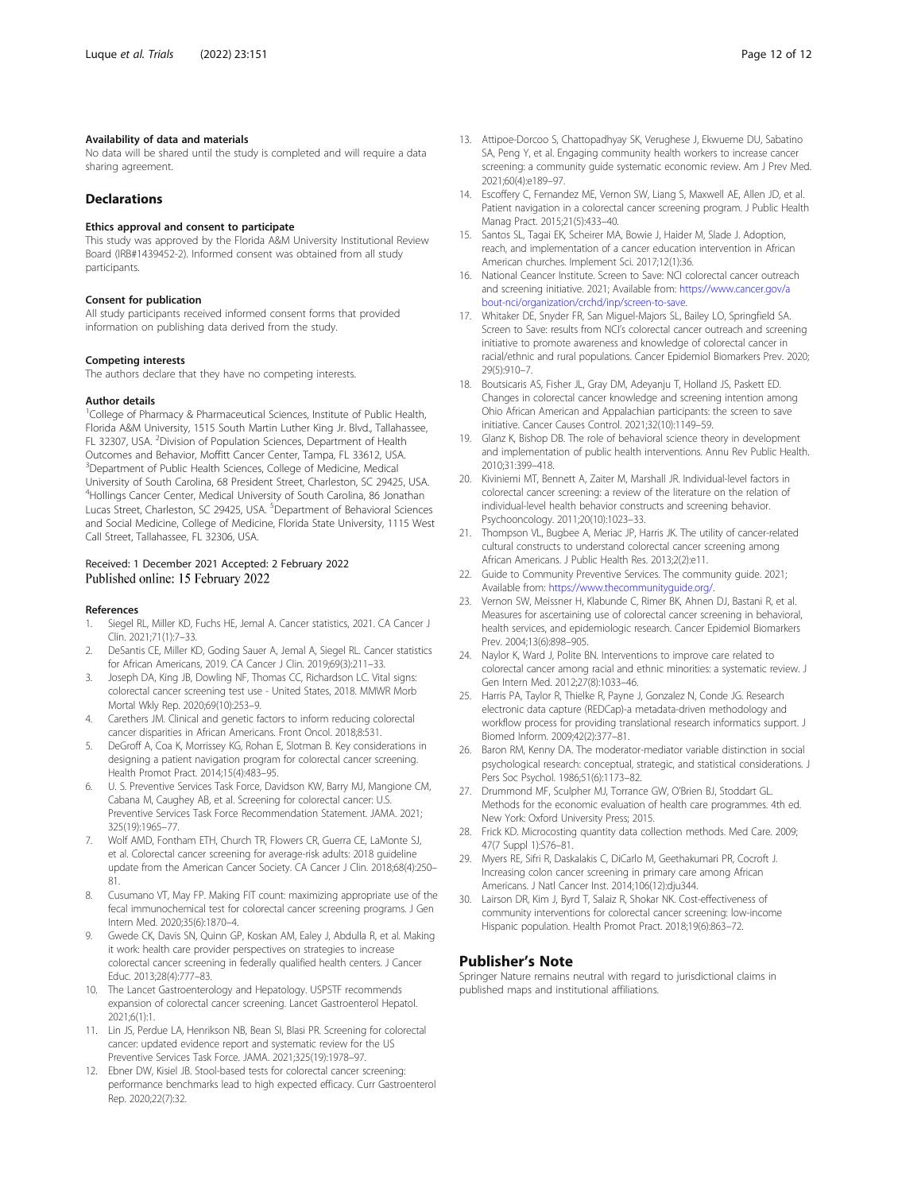#### Availability of data and materials

No data will be shared until the study is completed and will require a data sharing agreement.

## Declarations

#### Ethics approval and consent to participate

This study was approved by the Florida A&M University Institutional Review Board (IRB#1439452-2). Informed consent was obtained from all study participants.

#### Consent for publication

All study participants received informed consent forms that provided information on publishing data derived from the study.

#### Competing interests

The authors declare that they have no competing interests.

#### Author details

[1]College of Pharmacy & Pharmaceutical Sciences, Institute of Public Health, Florida A&M University, 1515 South Martin Luther King Jr. Blvd., Tallahassee, FL 32307, USA. [2]Division of Population Sciences, Department of Health Outcomes and Behavior, Moffitt Cancer Center, Tampa, FL 33612, USA. [3]Department of Public Health Sciences, College of Medicine, Medical University of South Carolina, 68 President Street, Charleston, SC 29425, USA. [4]Hollings Cancer Center, Medical University of South Carolina, 86 Jonathan Lucas Street, Charleston, SC 29425, USA. [5]Department of Behavioral Sciences and Social Medicine, College of Medicine, Florida State University, 1115 West Call Street, Tallahassee, FL 32306, USA.

Received: 1 December 2021 Accepted: 2 February 2022
Published online: 15 February 2022

#### References

1. Siegel RL, Miller KD, Fuchs HE, Jemal A. Cancer statistics, 2021. CA Cancer J Clin. 2021;71(1):7–33.
2. DeSantis CE, Miller KD, Goding Sauer A, Jemal A, Siegel RL. Cancer statistics for African Americans, 2019. CA Cancer J Clin. 2019;69(3):211–33.
3. Joseph DA, King JB, Dowling NF, Thomas CC, Richardson LC. Vital signs: colorectal cancer screening test use - United States, 2018. MMWR Morb Mortal Wkly Rep. 2020;69(10):253–9.
4. Carethers JM. Clinical and genetic factors to inform reducing colorectal cancer disparities in African Americans. Front Oncol. 2018;8:531.
5. DeGroff A, Coa K, Morrissey KG, Rohan E, Slotman B. Key considerations in designing a patient navigation program for colorectal cancer screening. Health Promot Pract. 2014;15(4):483–95.
6. U. S. Preventive Services Task Force, Davidson KW, Barry MJ, Mangione CM, Cabana M, Caughey AB, et al. Screening for colorectal cancer: U.S. Preventive Services Task Force Recommendation Statement. JAMA. 2021; 325(19):1965–77.
7. Wolf AMD, Fontham ETH, Church TR, Flowers CR, Guerra CE, LaMonte SJ, et al. Colorectal cancer screening for average-risk adults: 2018 guideline update from the American Cancer Society. CA Cancer J Clin. 2018;68(4):250–81.
8. Cusumano VT, May FP. Making FIT count: maximizing appropriate use of the fecal immunochemical test for colorectal cancer screening programs. J Gen Intern Med. 2020;35(6):1870–4.
9. Gwede CK, Davis SN, Quinn GP, Koskan AM, Ealey J, Abdulla R, et al. Making it work: health care provider perspectives on strategies to increase colorectal cancer screening in federally qualified health centers. J Cancer Educ. 2013;28(4):777–83.
10. The Lancet Gastroenterology and Hepatology. USPSTF recommends expansion of colorectal cancer screening. Lancet Gastroenterol Hepatol. 2021;6(1):1.
11. Lin JS, Perdue LA, Henrikson NB, Bean SI, Blasi PR. Screening for colorectal cancer: updated evidence report and systematic review for the US Preventive Services Task Force. JAMA. 2021;325(19):1978–97.
12. Ebner DW, Kisiel JB. Stool-based tests for colorectal cancer screening: performance benchmarks lead to high expected efficacy. Curr Gastroenterol Rep. 2020;22(7):32.
13. Attipoe-Dorcoo S, Chattopadhyay SK, Verughese J, Ekwueme DU, Sabatino SA, Peng Y, et al. Engaging community health workers to increase cancer screening: a community guide systematic economic review. Am J Prev Med. 2021;60(4):e189–97.
14. Escoffery C, Fernandez ME, Vernon SW, Liang S, Maxwell AE, Allen JD, et al. Patient navigation in a colorectal cancer screening program. J Public Health Manag Pract. 2015;21(5):433–40.
15. Santos SL, Tagai EK, Scheirer MA, Bowie J, Haider M, Slade J. Adoption, reach, and implementation of a cancer education intervention in African American churches. Implement Sci. 2017;12(1):36.
16. National Ceancer Institute. Screen to Save: NCI colorectal cancer outreach and screening initiative. 2021; Available from: https://www.cancer.gov/about-nci/organization/crchd/inp/screen-to-save.
17. Whitaker DE, Snyder FR, San Miguel-Majors SL, Bailey LO, Springfield SA. Screen to Save: results from NCI's colorectal cancer outreach and screening initiative to promote awareness and knowledge of colorectal cancer in racial/ethnic and rural populations. Cancer Epidemiol Biomarkers Prev. 2020; 29(5):910–7.
18. Boutsicaris AS, Fisher JL, Gray DM, Adeyanju T, Holland JS, Paskett ED. Changes in colorectal cancer knowledge and screening intention among Ohio African American and Appalachian participants: the screen to save initiative. Cancer Causes Control. 2021;32(10):1149–59.
19. Glanz K, Bishop DB. The role of behavioral science theory in development and implementation of public health interventions. Annu Rev Public Health. 2010;31:399–418.
20. Kiviniemi MT, Bennett A, Zaiter M, Marshall JR. Individual-level factors in colorectal cancer screening: a review of the literature on the relation of individual-level health behavior constructs and screening behavior. Psychooncology. 2011;20(10):1023–33.
21. Thompson VL, Bugbee A, Meriac JP, Harris JK. The utility of cancer-related cultural constructs to understand colorectal cancer screening among African Americans. J Public Health Res. 2013;2(2):e11.
22. Guide to Community Preventive Services. The community guide. 2021; Available from: https://www.thecommunityguide.org/.
23. Vernon SW, Meissner H, Klabunde C, Rimer BK, Ahnen DJ, Bastani R, et al. Measures for ascertaining use of colorectal cancer screening in behavioral, health services, and epidemiologic research. Cancer Epidemiol Biomarkers Prev. 2004;13(6):898–905.
24. Naylor K, Ward J, Polite BN. Interventions to improve care related to colorectal cancer among racial and ethnic minorities: a systematic review. J Gen Intern Med. 2012;27(8):1033–46.
25. Harris PA, Taylor R, Thielke R, Payne J, Gonzalez N, Conde JG. Research electronic data capture (REDCap)-a metadata-driven methodology and workflow process for providing translational research informatics support. J Biomed Inform. 2009;42(2):377–81.
26. Baron RM, Kenny DA. The moderator-mediator variable distinction in social psychological research: conceptual, strategic, and statistical considerations. J Pers Soc Psychol. 1986;51(6):1173–82.
27. Drummond MF, Sculpher MJ, Torrance GW, O'Brien BJ, Stoddart GL. Methods for the economic evaluation of health care programmes. 4th ed. New York: Oxford University Press; 2015.
28. Frick KD. Microcosting quantity data collection methods. Med Care. 2009; 47(7 Suppl 1):S76–81.
29. Myers RE, Sifri R, Daskalakis C, DiCarlo M, Geethakumari PR, Cocroft J. Increasing colon cancer screening in primary care among African Americans. J Natl Cancer Inst. 2014;106(12):dju344.
30. Lairson DR, Kim J, Byrd T, Salaiz R, Shokar NK. Cost-effectiveness of community interventions for colorectal cancer screening: low-income Hispanic population. Health Promot Pract. 2018;19(6):863–72.

## Publisher's Note

Springer Nature remains neutral with regard to jurisdictional claims in published maps and institutional affiliations.